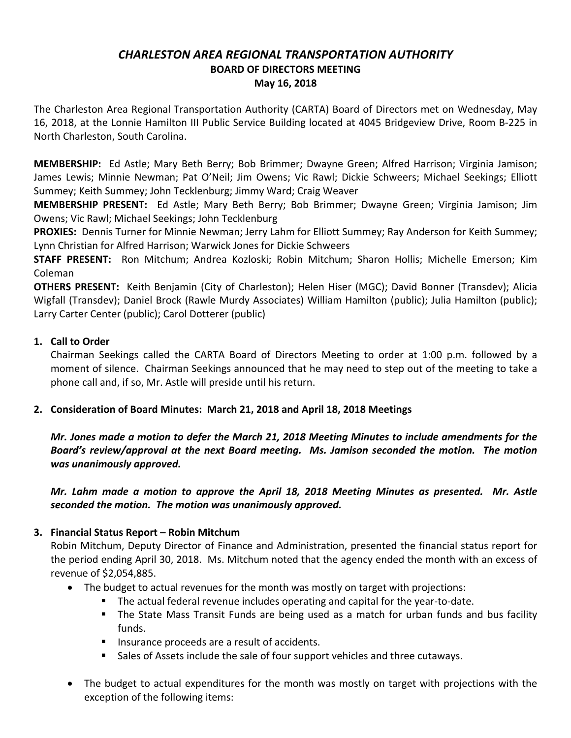# *CHARLESTON AREA REGIONAL TRANSPORTATION AUTHORITY*

## BOARD OF DIRECTORS MEETING

## May 16, 2018

The Charleston Area Regional Transportation Authority (CARTA) Board of Directors met on Wednesday, May 16, 2018, at the Lonnie Hamilton III Public Service Building located at 4045 Bridgeview Drive, Room B-225 in North Charleston, South Carolina.

**MEMBERSHIP:** Ed Astle; Mary Beth Berry; Bob Brimmer; Dwayne Green; Alfred Harrison; Virginia Jamison; James Lewis; Minnie Newman; Pat O'Neil; Jim Owens; Vic Rawl; Dickie Schweers; Michael Seekings; Elliott Summey; Keith Summey; John Tecklenburg; Jimmy Ward; Craig Weaver

**MEMBERSHIP PRESENT:** Ed Astle; Mary Beth Berry; Bob Brimmer; Dwayne Green; Virginia Jamison; Jim Owens; Vic Rawl; Michael Seekings; John Tecklenburg

**PROXIES:** Dennis Turner for Minnie Newman; Jerry Lahm for Elliott Summey; Ray Anderson for Keith Summey; Lynn Christian for Alfred Harrison; Warwick Jones for Dickie Schweers

**STAFF PRESENT:** Ron Mitchum; Andrea Kozloski; Robin Mitchum; Sharon Hollis; Michelle Emerson; Kim Coleman

**OTHERS PRESENT:** Keith Benjamin (City of Charleston); Helen Hiser (MGC); David Bonner (Transdev); Alicia Wigfall (Transdev); Daniel Brock (Rawle Murdy Associates) William Hamilton (public); Julia Hamilton (public); Larry Carter Center (public); Carol Dotterer (public)

**1. Call to Order**

Chairman Seekings called the CARTA Board of Directors Meeting to order at 1:00 p.m. followed by a moment of silence. Chairman Seekings announced that he may need to step out of the meeting to take a phone call and, if so, Mr. Astle will preside until his return.

**2. Consideration of Board Minutes: March 21, 2018 and April 18, 2018 Meetings**

***Mr. Jones made a motion to defer the March 21, 2018 Meeting Minutes to include amendments for the Board's review/approval at the next Board meeting. Ms. Jamison seconded the motion. The motion was unanimously approved.***

***Mr. Lahm made a motion to approve the April 18, 2018 Meeting Minutes as presented. Mr. Astle seconded the motion. The motion was unanimously approved.***

**3. Financial Status Report – Robin Mitchum**

Robin Mitchum, Deputy Director of Finance and Administration, presented the financial status report for the period ending April 30, 2018. Ms. Mitchum noted that the agency ended the month with an excess of revenue of $2,054,885.

- The budget to actual revenues for the month was mostly on target with projections:
  - The actual federal revenue includes operating and capital for the year-to-date.
  - The State Mass Transit Funds are being used as a match for urban funds and bus facility funds.
  - Insurance proceeds are a result of accidents.
  - Sales of Assets include the sale of four support vehicles and three cutaways.

- The budget to actual expenditures for the month was mostly on target with projections with the exception of the following items: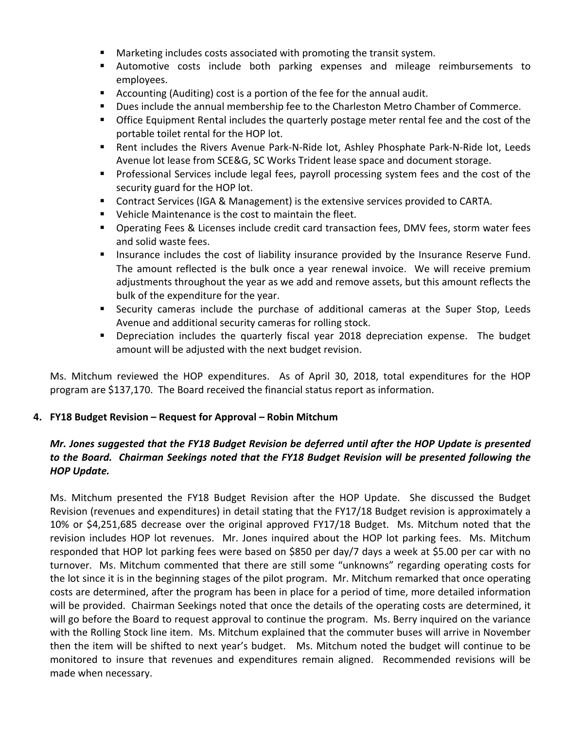- Marketing includes costs associated with promoting the transit system.
- Automotive costs include both parking expenses and mileage reimbursements to employees.
- Accounting (Auditing) cost is a portion of the fee for the annual audit.
- Dues include the annual membership fee to the Charleston Metro Chamber of Commerce.
- Office Equipment Rental includes the quarterly postage meter rental fee and the cost of the portable toilet rental for the HOP lot.
- Rent includes the Rivers Avenue Park-N-Ride lot, Ashley Phosphate Park-N-Ride lot, Leeds Avenue lot lease from SCE&G, SC Works Trident lease space and document storage.
- Professional Services include legal fees, payroll processing system fees and the cost of the security guard for the HOP lot.
- Contract Services (IGA & Management) is the extensive services provided to CARTA.
- Vehicle Maintenance is the cost to maintain the fleet.
- Operating Fees & Licenses include credit card transaction fees, DMV fees, storm water fees and solid waste fees.
- Insurance includes the cost of liability insurance provided by the Insurance Reserve Fund. The amount reflected is the bulk once a year renewal invoice. We will receive premium adjustments throughout the year as we add and remove assets, but this amount reflects the bulk of the expenditure for the year.
- Security cameras include the purchase of additional cameras at the Super Stop, Leeds Avenue and additional security cameras for rolling stock.
- Depreciation includes the quarterly fiscal year 2018 depreciation expense. The budget amount will be adjusted with the next budget revision.

Ms. Mitchum reviewed the HOP expenditures. As of April 30, 2018, total expenditures for the HOP program are $137,170. The Board received the financial status report as information.

**4. FY18 Budget Revision – Request for Approval – Robin Mitchum**

***Mr. Jones suggested that the FY18 Budget Revision be deferred until after the HOP Update is presented to the Board. Chairman Seekings noted that the FY18 Budget Revision will be presented following the HOP Update.***

Ms. Mitchum presented the FY18 Budget Revision after the HOP Update. She discussed the Budget Revision (revenues and expenditures) in detail stating that the FY17/18 Budget revision is approximately a 10% or $4,251,685 decrease over the original approved FY17/18 Budget. Ms. Mitchum noted that the revision includes HOP lot revenues. Mr. Jones inquired about the HOP lot parking fees. Ms. Mitchum responded that HOP lot parking fees were based on $850 per day/7 days a week at $5.00 per car with no turnover. Ms. Mitchum commented that there are still some "unknowns" regarding operating costs for the lot since it is in the beginning stages of the pilot program. Mr. Mitchum remarked that once operating costs are determined, after the program has been in place for a period of time, more detailed information will be provided. Chairman Seekings noted that once the details of the operating costs are determined, it will go before the Board to request approval to continue the program. Ms. Berry inquired on the variance with the Rolling Stock line item. Ms. Mitchum explained that the commuter buses will arrive in November then the item will be shifted to next year's budget. Ms. Mitchum noted the budget will continue to be monitored to insure that revenues and expenditures remain aligned. Recommended revisions will be made when necessary.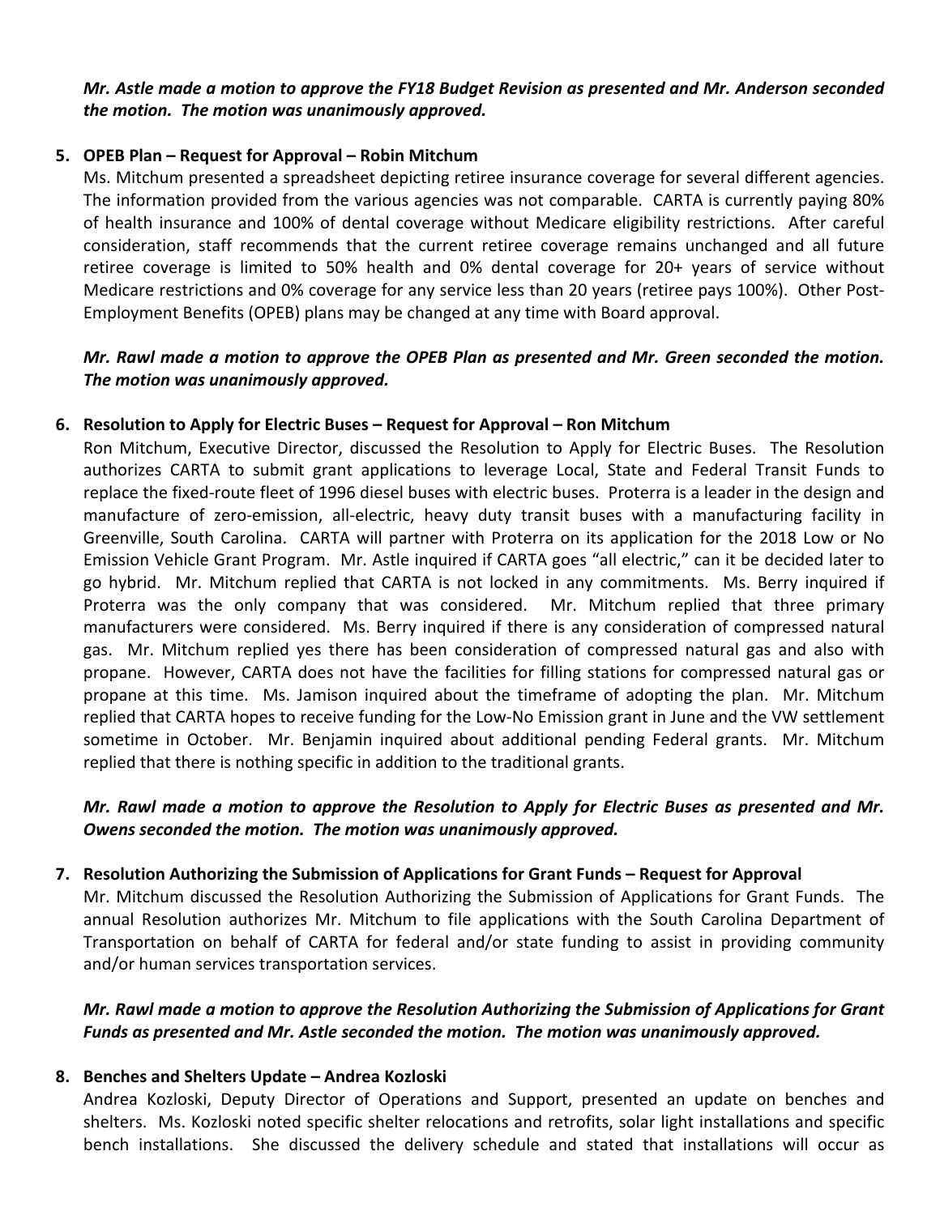***Mr. Astle made a motion to approve the FY18 Budget Revision as presented and Mr. Anderson seconded the motion. The motion was unanimously approved.***

5. **OPEB Plan – Request for Approval – Robin Mitchum**

   Ms. Mitchum presented a spreadsheet depicting retiree insurance coverage for several different agencies. The information provided from the various agencies was not comparable. CARTA is currently paying 80% of health insurance and 100% of dental coverage without Medicare eligibility restrictions. After careful consideration, staff recommends that the current retiree coverage remains unchanged and all future retiree coverage is limited to 50% health and 0% dental coverage for 20+ years of service without Medicare restrictions and 0% coverage for any service less than 20 years (retiree pays 100%). Other Post-Employment Benefits (OPEB) plans may be changed at any time with Board approval.

   ***Mr. Rawl made a motion to approve the OPEB Plan as presented and Mr. Green seconded the motion. The motion was unanimously approved.***

6. **Resolution to Apply for Electric Buses – Request for Approval – Ron Mitchum**

   Ron Mitchum, Executive Director, discussed the Resolution to Apply for Electric Buses. The Resolution authorizes CARTA to submit grant applications to leverage Local, State and Federal Transit Funds to replace the fixed-route fleet of 1996 diesel buses with electric buses. Proterra is a leader in the design and manufacture of zero-emission, all-electric, heavy duty transit buses with a manufacturing facility in Greenville, South Carolina. CARTA will partner with Proterra on its application for the 2018 Low or No Emission Vehicle Grant Program. Mr. Astle inquired if CARTA goes "all electric," can it be decided later to go hybrid. Mr. Mitchum replied that CARTA is not locked in any commitments. Ms. Berry inquired if Proterra was the only company that was considered. Mr. Mitchum replied that three primary manufacturers were considered. Ms. Berry inquired if there is any consideration of compressed natural gas. Mr. Mitchum replied yes there has been consideration of compressed natural gas and also with propane. However, CARTA does not have the facilities for filling stations for compressed natural gas or propane at this time. Ms. Jamison inquired about the timeframe of adopting the plan. Mr. Mitchum replied that CARTA hopes to receive funding for the Low-No Emission grant in June and the VW settlement sometime in October. Mr. Benjamin inquired about additional pending Federal grants. Mr. Mitchum replied that there is nothing specific in addition to the traditional grants.

   ***Mr. Rawl made a motion to approve the Resolution to Apply for Electric Buses as presented and Mr. Owens seconded the motion. The motion was unanimously approved.***

7. **Resolution Authorizing the Submission of Applications for Grant Funds – Request for Approval**

   Mr. Mitchum discussed the Resolution Authorizing the Submission of Applications for Grant Funds. The annual Resolution authorizes Mr. Mitchum to file applications with the South Carolina Department of Transportation on behalf of CARTA for federal and/or state funding to assist in providing community and/or human services transportation services.

   ***Mr. Rawl made a motion to approve the Resolution Authorizing the Submission of Applications for Grant Funds as presented and Mr. Astle seconded the motion. The motion was unanimously approved.***

8. **Benches and Shelters Update – Andrea Kozloski**

   Andrea Kozloski, Deputy Director of Operations and Support, presented an update on benches and shelters. Ms. Kozloski noted specific shelter relocations and retrofits, solar light installations and specific bench installations. She discussed the delivery schedule and stated that installations will occur as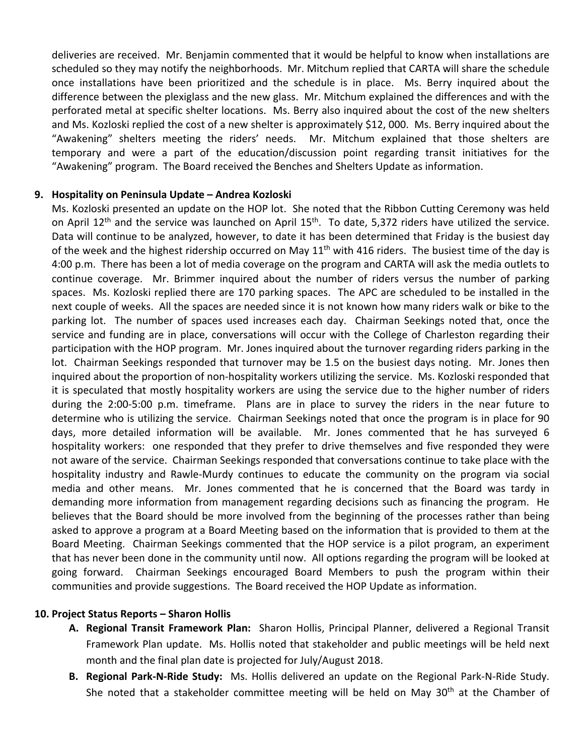deliveries are received. Mr. Benjamin commented that it would be helpful to know when installations are scheduled so they may notify the neighborhoods. Mr. Mitchum replied that CARTA will share the schedule once installations have been prioritized and the schedule is in place. Ms. Berry inquired about the difference between the plexiglass and the new glass. Mr. Mitchum explained the differences and with the perforated metal at specific shelter locations. Ms. Berry also inquired about the cost of the new shelters and Ms. Kozloski replied the cost of a new shelter is approximately $12, 000. Ms. Berry inquired about the "Awakening" shelters meeting the riders' needs. Mr. Mitchum explained that those shelters are temporary and were a part of the education/discussion point regarding transit initiatives for the "Awakening" program. The Board received the Benches and Shelters Update as information.

**9. Hospitality on Peninsula Update – Andrea Kozloski**

Ms. Kozloski presented an update on the HOP lot. She noted that the Ribbon Cutting Ceremony was held on April 12th and the service was launched on April 15th. To date, 5,372 riders have utilized the service. Data will continue to be analyzed, however, to date it has been determined that Friday is the busiest day of the week and the highest ridership occurred on May 11th with 416 riders. The busiest time of the day is 4:00 p.m. There has been a lot of media coverage on the program and CARTA will ask the media outlets to continue coverage. Mr. Brimmer inquired about the number of riders versus the number of parking spaces. Ms. Kozloski replied there are 170 parking spaces. The APC are scheduled to be installed in the next couple of weeks. All the spaces are needed since it is not known how many riders walk or bike to the parking lot. The number of spaces used increases each day. Chairman Seekings noted that, once the service and funding are in place, conversations will occur with the College of Charleston regarding their participation with the HOP program. Mr. Jones inquired about the turnover regarding riders parking in the lot. Chairman Seekings responded that turnover may be 1.5 on the busiest days noting. Mr. Jones then inquired about the proportion of non-hospitality workers utilizing the service. Ms. Kozloski responded that it is speculated that mostly hospitality workers are using the service due to the higher number of riders during the 2:00-5:00 p.m. timeframe. Plans are in place to survey the riders in the near future to determine who is utilizing the service. Chairman Seekings noted that once the program is in place for 90 days, more detailed information will be available. Mr. Jones commented that he has surveyed 6 hospitality workers: one responded that they prefer to drive themselves and five responded they were not aware of the service. Chairman Seekings responded that conversations continue to take place with the hospitality industry and Rawle-Murdy continues to educate the community on the program via social media and other means. Mr. Jones commented that he is concerned that the Board was tardy in demanding more information from management regarding decisions such as financing the program. He believes that the Board should be more involved from the beginning of the processes rather than being asked to approve a program at a Board Meeting based on the information that is provided to them at the Board Meeting. Chairman Seekings commented that the HOP service is a pilot program, an experiment that has never been done in the community until now. All options regarding the program will be looked at going forward. Chairman Seekings encouraged Board Members to push the program within their communities and provide suggestions. The Board received the HOP Update as information.

**10. Project Status Reports – Sharon Hollis**

- **A. Regional Transit Framework Plan:** Sharon Hollis, Principal Planner, delivered a Regional Transit Framework Plan update. Ms. Hollis noted that stakeholder and public meetings will be held next month and the final plan date is projected for July/August 2018.
- **B. Regional Park-N-Ride Study:** Ms. Hollis delivered an update on the Regional Park-N-Ride Study. She noted that a stakeholder committee meeting will be held on May 30th at the Chamber of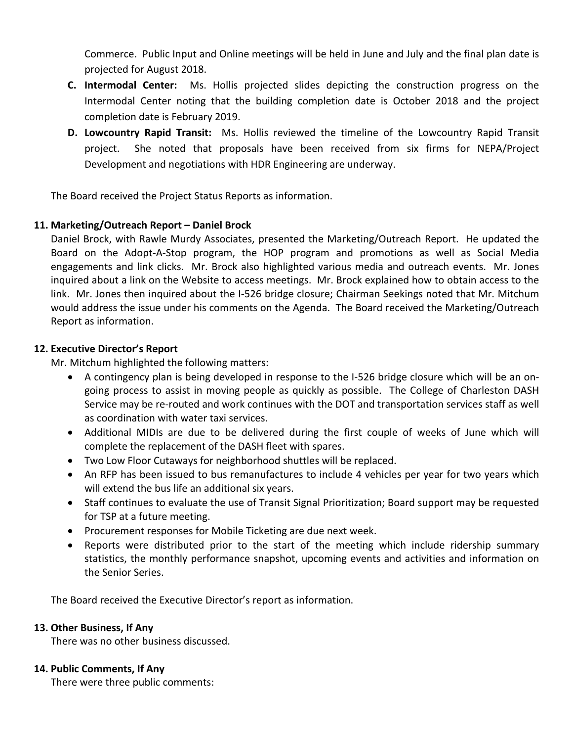Commerce. Public Input and Online meetings will be held in June and July and the final plan date is projected for August 2018.

C. **Intermodal Center:** Ms. Hollis projected slides depicting the construction progress on the Intermodal Center noting that the building completion date is October 2018 and the project completion date is February 2019.

D. **Lowcountry Rapid Transit:** Ms. Hollis reviewed the timeline of the Lowcountry Rapid Transit project. She noted that proposals have been received from six firms for NEPA/Project Development and negotiations with HDR Engineering are underway.

The Board received the Project Status Reports as information.

**11. Marketing/Outreach Report – Daniel Brock**

Daniel Brock, with Rawle Murdy Associates, presented the Marketing/Outreach Report. He updated the Board on the Adopt-A-Stop program, the HOP program and promotions as well as Social Media engagements and link clicks. Mr. Brock also highlighted various media and outreach events. Mr. Jones inquired about a link on the Website to access meetings. Mr. Brock explained how to obtain access to the link. Mr. Jones then inquired about the I-526 bridge closure; Chairman Seekings noted that Mr. Mitchum would address the issue under his comments on the Agenda. The Board received the Marketing/Outreach Report as information.

**12. Executive Director's Report**

Mr. Mitchum highlighted the following matters:

- A contingency plan is being developed in response to the I-526 bridge closure which will be an on-going process to assist in moving people as quickly as possible. The College of Charleston DASH Service may be re-routed and work continues with the DOT and transportation services staff as well as coordination with water taxi services.
- Additional MIDIs are due to be delivered during the first couple of weeks of June which will complete the replacement of the DASH fleet with spares.
- Two Low Floor Cutaways for neighborhood shuttles will be replaced.
- An RFP has been issued to bus remanufactures to include 4 vehicles per year for two years which will extend the bus life an additional six years.
- Staff continues to evaluate the use of Transit Signal Prioritization; Board support may be requested for TSP at a future meeting.
- Procurement responses for Mobile Ticketing are due next week.
- Reports were distributed prior to the start of the meeting which include ridership summary statistics, the monthly performance snapshot, upcoming events and activities and information on the Senior Series.

The Board received the Executive Director's report as information.

**13. Other Business, If Any**

There was no other business discussed.

**14. Public Comments, If Any**

There were three public comments: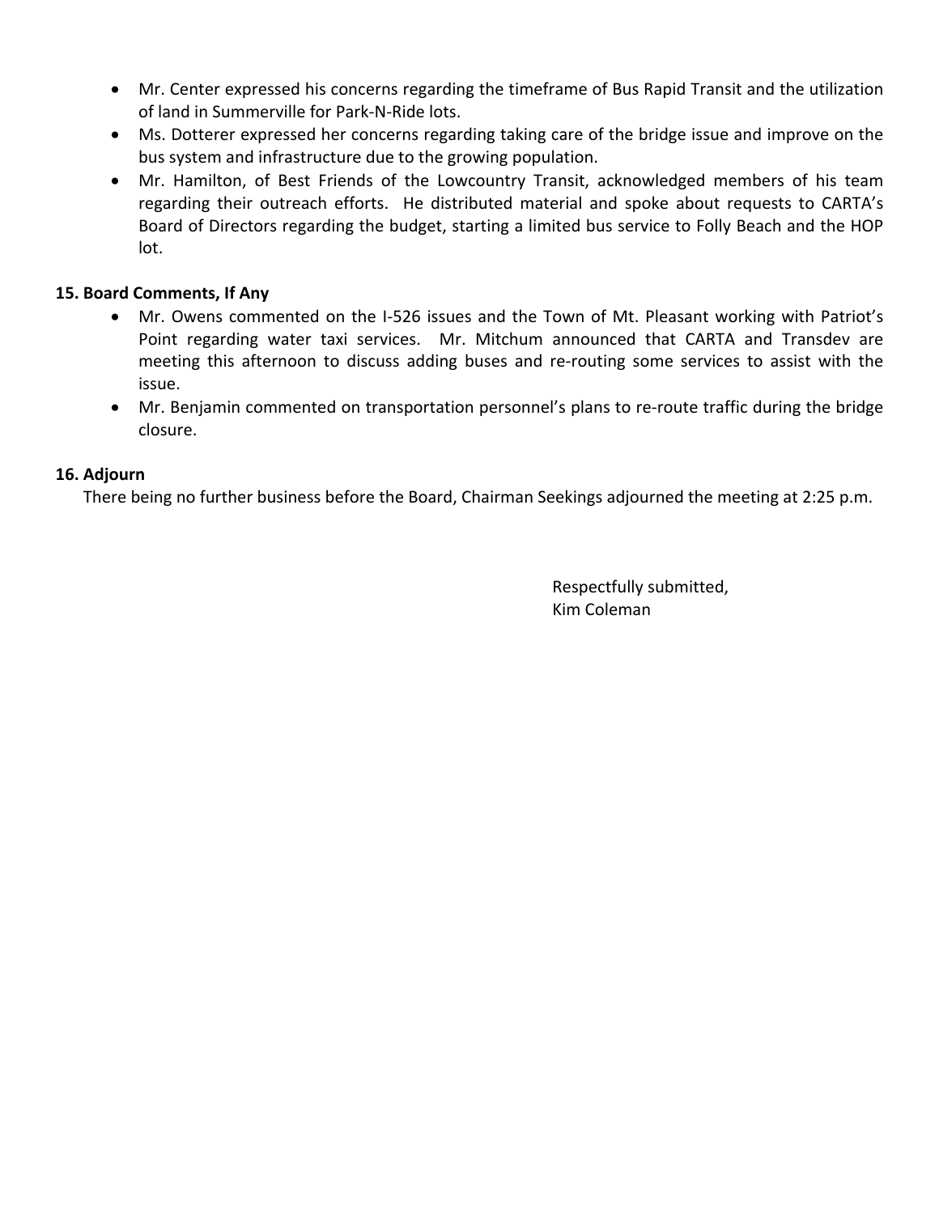- Mr. Center expressed his concerns regarding the timeframe of Bus Rapid Transit and the utilization of land in Summerville for Park-N-Ride lots.
- Ms. Dotterer expressed her concerns regarding taking care of the bridge issue and improve on the bus system and infrastructure due to the growing population.
- Mr. Hamilton, of Best Friends of the Lowcountry Transit, acknowledged members of his team regarding their outreach efforts. He distributed material and spoke about requests to CARTA's Board of Directors regarding the budget, starting a limited bus service to Folly Beach and the HOP lot.

**15. Board Comments, If Any**

- Mr. Owens commented on the I-526 issues and the Town of Mt. Pleasant working with Patriot's Point regarding water taxi services. Mr. Mitchum announced that CARTA and Transdev are meeting this afternoon to discuss adding buses and re-routing some services to assist with the issue.
- Mr. Benjamin commented on transportation personnel's plans to re-route traffic during the bridge closure.

**16. Adjourn**

There being no further business before the Board, Chairman Seekings adjourned the meeting at 2:25 p.m.

Respectfully submitted,
Kim Coleman